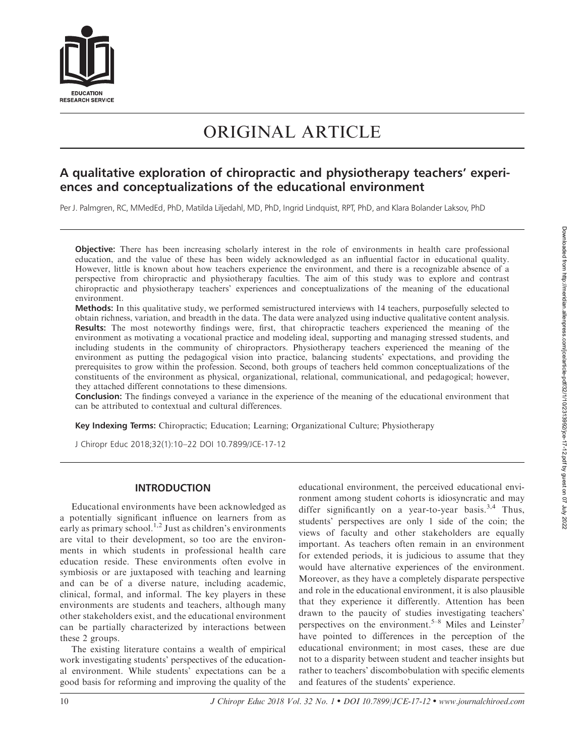ORIGINAL ARTICLE

# A qualitative exploration of chiropractic and physiotherapy teachers' experiences and conceptualizations of the educational environment

Per J. Palmgren, RC, MMedEd, PhD, Matilda Liljedahl, MD, PhD, Ingrid Lindquist, RPT, PhD, and Klara Bolander Laksov, PhD

**Objective:** There has been increasing scholarly interest in the role of environments in health care professional education, and the value of these has been widely acknowledged as an influential factor in educational quality. However, little is known about how teachers experience the environment, and there is a recognizable absence of a perspective from chiropractic and physiotherapy faculties. The aim of this study was to explore and contrast chiropractic and physiotherapy teachers' experiences and conceptualizations of the meaning of the educational environment.

**Methods:** In this qualitative study, we performed semistructured interviews with 14 teachers, purposefully selected to obtain richness, variation, and breadth in the data. The data were analyzed using inductive qualitative content analysis.

**Results:** The most noteworthy findings were, first, that chiropractic teachers experienced the meaning of the environment as motivating a vocational practice and modeling ideal, supporting and managing stressed students, and including students in the community of chiropractors. Physiotherapy teachers experienced the meaning of the environment as putting the pedagogical vision into practice, balancing students' expectations, and providing the prerequisites to grow within the profession. Second, both groups of teachers held common conceptualizations of the constituents of the environment as physical, organizational, relational, communicational, and pedagogical; however, they attached different connotations to these dimensions.

**Conclusion:** The findings conveyed a variance in the experience of the meaning of the educational environment that can be attributed to contextual and cultural differences.

**Key Indexing Terms:** Chiropractic; Education; Learning; Organizational Culture; Physiotherapy

J Chiropr Educ 2018;32(1):10–22 DOI 10.7899/JCE-17-12

## INTRODUCTION

Educational environments have been acknowledged as a potentially significant influence on learners from as early as primary school.[1,2] Just as children's environments are vital to their development, so too are the environments in which students in professional health care education reside. These environments often evolve in symbiosis or are juxtaposed with teaching and learning and can be of a diverse nature, including academic, clinical, formal, and informal. The key players in these environments are students and teachers, although many other stakeholders exist, and the educational environment can be partially characterized by interactions between these 2 groups.

The existing literature contains a wealth of empirical work investigating students' perspectives of the educational environment. While students' expectations can be a good basis for reforming and improving the quality of the educational environment, the perceived educational environment among student cohorts is idiosyncratic and may differ significantly on a year-to-year basis.[3,4] Thus, students' perspectives are only 1 side of the coin; the views of faculty and other stakeholders are equally important. As teachers often remain in an environment for extended periods, it is judicious to assume that they would have alternative experiences of the environment. Moreover, as they have a completely disparate perspective and role in the educational environment, it is also plausible that they experience it differently. Attention has been drawn to the paucity of studies investigating teachers' perspectives on the environment.[5–8] Miles and Leinster[7] have pointed to differences in the perception of the educational environment; in most cases, these are due not to a disparity between student and teacher insights but rather to teachers' discombobulation with specific elements and features of the students' experience.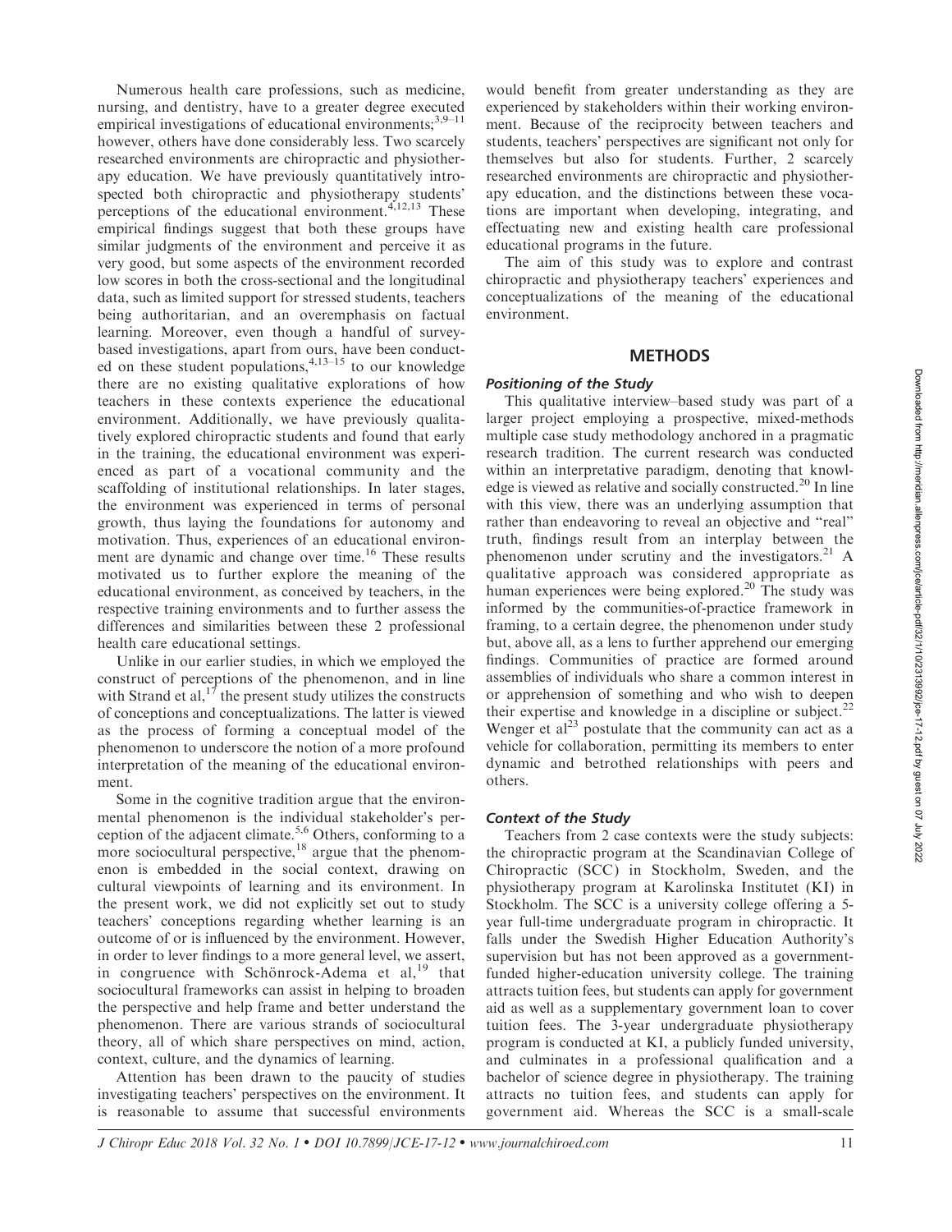Numerous health care professions, such as medicine, nursing, and dentistry, have to a greater degree executed empirical investigations of educational environments;[3,9–11] however, others have done considerably less. Two scarcely researched environments are chiropractic and physiotherapy education. We have previously quantitatively introspected both chiropractic and physiotherapy students' perceptions of the educational environment.[4,12,13] These empirical findings suggest that both these groups have similar judgments of the environment and perceive it as very good, but some aspects of the environment recorded low scores in both the cross-sectional and the longitudinal data, such as limited support for stressed students, teachers being authoritarian, and an overemphasis on factual learning. Moreover, even though a handful of survey-based investigations, apart from ours, have been conducted on these student populations,[4,13–15] to our knowledge there are no existing qualitative explorations of how teachers in these contexts experience the educational environment. Additionally, we have previously qualitatively explored chiropractic students and found that early in the training, the educational environment was experienced as part of a vocational community and the scaffolding of institutional relationships. In later stages, the environment was experienced in terms of personal growth, thus laying the foundations for autonomy and motivation. Thus, experiences of an educational environment are dynamic and change over time.[16] These results motivated us to further explore the meaning of the educational environment, as conceived by teachers, in the respective training environments and to further assess the differences and similarities between these 2 professional health care educational settings.

Unlike in our earlier studies, in which we employed the construct of perceptions of the phenomenon, and in line with Strand et al,[17] the present study utilizes the constructs of conceptions and conceptualizations. The latter is viewed as the process of forming a conceptual model of the phenomenon to underscore the notion of a more profound interpretation of the meaning of the educational environment.

Some in the cognitive tradition argue that the environmental phenomenon is the individual stakeholder's perception of the adjacent climate.[5,6] Others, conforming to a more sociocultural perspective,[18] argue that the phenomenon is embedded in the social context, drawing on cultural viewpoints of learning and its environment. In the present work, we did not explicitly set out to study teachers' conceptions regarding whether learning is an outcome of or is influenced by the environment. However, in order to lever findings to a more general level, we assert, in congruence with Schönrock-Adema et al,[19] that sociocultural frameworks can assist in helping to broaden the perspective and help frame and better understand the phenomenon. There are various strands of sociocultural theory, all of which share perspectives on mind, action, context, culture, and the dynamics of learning.

Attention has been drawn to the paucity of studies investigating teachers' perspectives on the environment. It is reasonable to assume that successful environments would benefit from greater understanding as they are experienced by stakeholders within their working environment. Because of the reciprocity between teachers and students, teachers' perspectives are significant not only for themselves but also for students. Further, 2 scarcely researched environments are chiropractic and physiotherapy education, and the distinctions between these vocations are important when developing, integrating, and effectuating new and existing health care professional educational programs in the future.

The aim of this study was to explore and contrast chiropractic and physiotherapy teachers' experiences and conceptualizations of the meaning of the educational environment.

## METHODS

### *Positioning of the Study*

This qualitative interview–based study was part of a larger project employing a prospective, mixed-methods multiple case study methodology anchored in a pragmatic research tradition. The current research was conducted within an interpretative paradigm, denoting that knowledge is viewed as relative and socially constructed.[20] In line with this view, there was an underlying assumption that rather than endeavoring to reveal an objective and "real" truth, findings result from an interplay between the phenomenon under scrutiny and the investigators.[21] A qualitative approach was considered appropriate as human experiences were being explored.[20] The study was informed by the communities-of-practice framework in framing, to a certain degree, the phenomenon under study but, above all, as a lens to further apprehend our emerging findings. Communities of practice are formed around assemblies of individuals who share a common interest in or apprehension of something and who wish to deepen their expertise and knowledge in a discipline or subject.[22] Wenger et al[23] postulate that the community can act as a vehicle for collaboration, permitting its members to enter dynamic and betrothed relationships with peers and others.

### *Context of the Study*

Teachers from 2 case contexts were the study subjects: the chiropractic program at the Scandinavian College of Chiropractic (SCC) in Stockholm, Sweden, and the physiotherapy program at Karolinska Institutet (KI) in Stockholm. The SCC is a university college offering a 5-year full-time undergraduate program in chiropractic. It falls under the Swedish Higher Education Authority's supervision but has not been approved as a government-funded higher-education university college. The training attracts tuition fees, but students can apply for government aid as well as a supplementary government loan to cover tuition fees. The 3-year undergraduate physiotherapy program is conducted at KI, a publicly funded university, and culminates in a professional qualification and a bachelor of science degree in physiotherapy. The training attracts no tuition fees, and students can apply for government aid. Whereas the SCC is a small-scale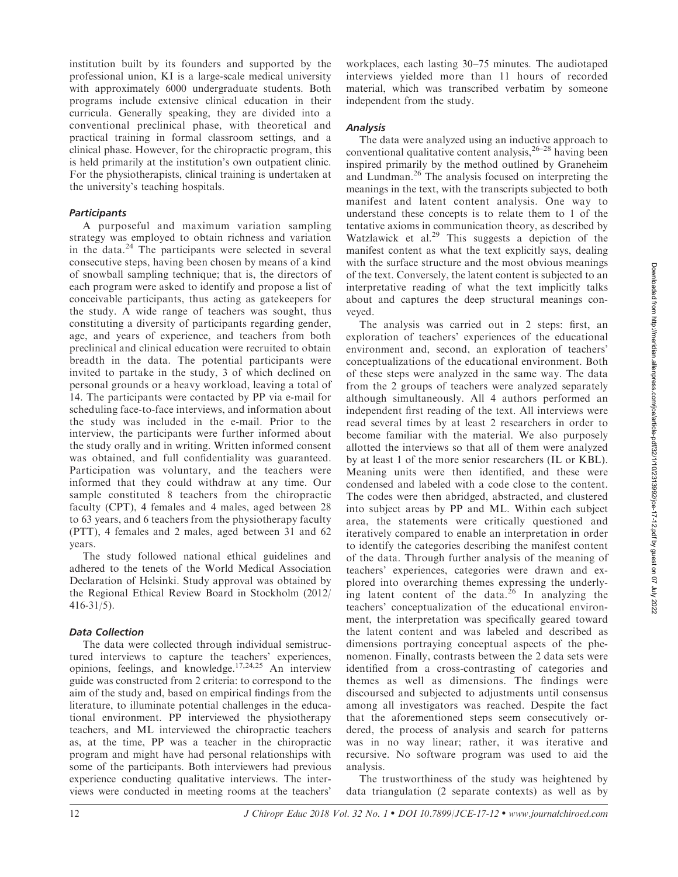institution built by its founders and supported by the professional union, KI is a large-scale medical university with approximately 6000 undergraduate students. Both programs include extensive clinical education in their curricula. Generally speaking, they are divided into a conventional preclinical phase, with theoretical and practical training in formal classroom settings, and a clinical phase. However, for the chiropractic program, this is held primarily at the institution's own outpatient clinic. For the physiotherapists, clinical training is undertaken at the university's teaching hospitals.

### *Participants*

A purposeful and maximum variation sampling strategy was employed to obtain richness and variation in the data.[24] The participants were selected in several consecutive steps, having been chosen by means of a kind of snowball sampling technique; that is, the directors of each program were asked to identify and propose a list of conceivable participants, thus acting as gatekeepers for the study. A wide range of teachers was sought, thus constituting a diversity of participants regarding gender, age, and years of experience, and teachers from both preclinical and clinical education were recruited to obtain breadth in the data. The potential participants were invited to partake in the study, 3 of which declined on personal grounds or a heavy workload, leaving a total of 14. The participants were contacted by PP via e-mail for scheduling face-to-face interviews, and information about the study was included in the e-mail. Prior to the interview, the participants were further informed about the study orally and in writing. Written informed consent was obtained, and full confidentiality was guaranteed. Participation was voluntary, and the teachers were informed that they could withdraw at any time. Our sample constituted 8 teachers from the chiropractic faculty (CPT), 4 females and 4 males, aged between 28 to 63 years, and 6 teachers from the physiotherapy faculty (PTT), 4 females and 2 males, aged between 31 and 62 years.

The study followed national ethical guidelines and adhered to the tenets of the World Medical Association Declaration of Helsinki. Study approval was obtained by the Regional Ethical Review Board in Stockholm (2012/416-31/5).

### *Data Collection*

The data were collected through individual semistructured interviews to capture the teachers' experiences, opinions, feelings, and knowledge.[17,24,25] An interview guide was constructed from 2 criteria: to correspond to the aim of the study and, based on empirical findings from the literature, to illuminate potential challenges in the educational environment. PP interviewed the physiotherapy teachers, and ML interviewed the chiropractic teachers as, at the time, PP was a teacher in the chiropractic program and might have had personal relationships with some of the participants. Both interviewers had previous experience conducting qualitative interviews. The interviews were conducted in meeting rooms at the teachers' workplaces, each lasting 30–75 minutes. The audiotaped interviews yielded more than 11 hours of recorded material, which was transcribed verbatim by someone independent from the study.

### *Analysis*

The data were analyzed using an inductive approach to conventional qualitative content analysis,[26–28] having been inspired primarily by the method outlined by Graneheim and Lundman.[26] The analysis focused on interpreting the meanings in the text, with the transcripts subjected to both manifest and latent content analysis. One way to understand these concepts is to relate them to 1 of the tentative axioms in communication theory, as described by Watzlawick et al.[29] This suggests a depiction of the manifest content as what the text explicitly says, dealing with the surface structure and the most obvious meanings of the text. Conversely, the latent content is subjected to an interpretative reading of what the text implicitly talks about and captures the deep structural meanings conveyed.

The analysis was carried out in 2 steps: first, an exploration of teachers' experiences of the educational environment and, second, an exploration of teachers' conceptualizations of the educational environment. Both of these steps were analyzed in the same way. The data from the 2 groups of teachers were analyzed separately although simultaneously. All 4 authors performed an independent first reading of the text. All interviews were read several times by at least 2 researchers in order to become familiar with the material. We also purposely allotted the interviews so that all of them were analyzed by at least 1 of the more senior researchers (IL or KBL). Meaning units were then identified, and these were condensed and labeled with a code close to the content. The codes were then abridged, abstracted, and clustered into subject areas by PP and ML. Within each subject area, the statements were critically questioned and iteratively compared to enable an interpretation in order to identify the categories describing the manifest content of the data. Through further analysis of the meaning of teachers' experiences, categories were drawn and explored into overarching themes expressing the underlying latent content of the data.[26] In analyzing the teachers' conceptualization of the educational environment, the interpretation was specifically geared toward the latent content and was labeled and described as dimensions portraying conceptual aspects of the phenomenon. Finally, contrasts between the 2 data sets were identified from a cross-contrasting of categories and themes as well as dimensions. The findings were discoursed and subjected to adjustments until consensus among all investigators was reached. Despite the fact that the aforementioned steps seem consecutively ordered, the process of analysis and search for patterns was in no way linear; rather, it was iterative and recursive. No software program was used to aid the analysis.

The trustworthiness of the study was heightened by data triangulation (2 separate contexts) as well as by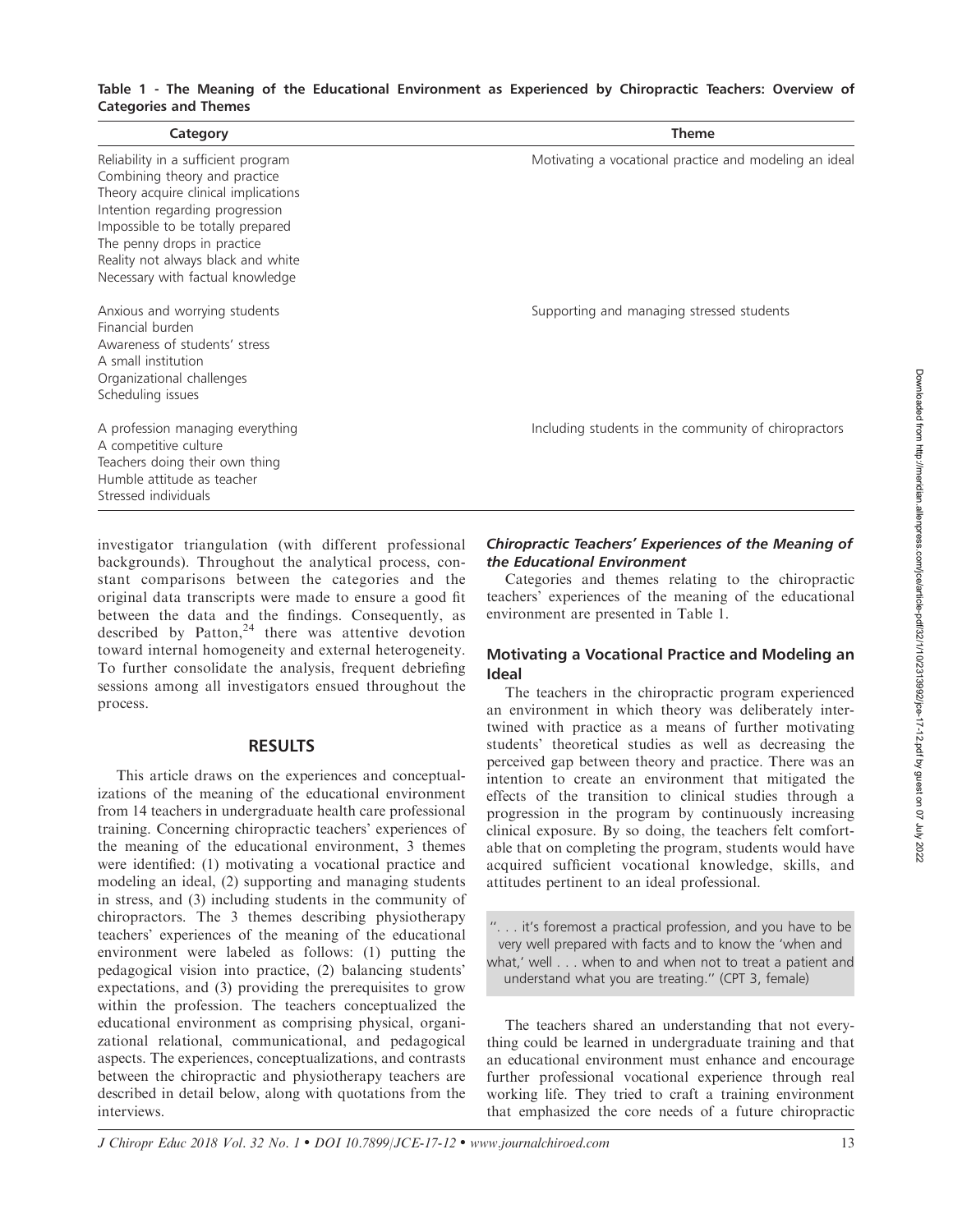**Table 1 - The Meaning of the Educational Environment as Experienced by Chiropractic Teachers: Overview of Categories and Themes**

| Category | Theme |
|---|---|
| Reliability in a sufficient program<br>Combining theory and practice<br>Theory acquire clinical implications<br>Intention regarding progression<br>Impossible to be totally prepared<br>The penny drops in practice<br>Reality not always black and white<br>Necessary with factual knowledge | Motivating a vocational practice and modeling an ideal |
| Anxious and worrying students<br>Financial burden<br>Awareness of students' stress<br>A small institution<br>Organizational challenges<br>Scheduling issues | Supporting and managing stressed students |
| A profession managing everything<br>A competitive culture<br>Teachers doing their own thing<br>Humble attitude as teacher<br>Stressed individuals | Including students in the community of chiropractors |

investigator triangulation (with different professional backgrounds). Throughout the analytical process, constant comparisons between the categories and the original data transcripts were made to ensure a good fit between the data and the findings. Consequently, as described by Patton,[24] there was attentive devotion toward internal homogeneity and external heterogeneity. To further consolidate the analysis, frequent debriefing sessions among all investigators ensued throughout the process.

## RESULTS

This article draws on the experiences and conceptualizations of the meaning of the educational environment from 14 teachers in undergraduate health care professional training. Concerning chiropractic teachers' experiences of the meaning of the educational environment, 3 themes were identified: (1) motivating a vocational practice and modeling an ideal, (2) supporting and managing students in stress, and (3) including students in the community of chiropractors. The 3 themes describing physiotherapy teachers' experiences of the meaning of the educational environment were labeled as follows: (1) putting the pedagogical vision into practice, (2) balancing students' expectations, and (3) providing the prerequisites to grow within the profession. The teachers conceptualized the educational environment as comprising physical, organizational relational, communicational, and pedagogical aspects. The experiences, conceptualizations, and contrasts between the chiropractic and physiotherapy teachers are described in detail below, along with quotations from the interviews.

### *Chiropractic Teachers' Experiences of the Meaning of the Educational Environment*

Categories and themes relating to the chiropractic teachers' experiences of the meaning of the educational environment are presented in Table 1.

### Motivating a Vocational Practice and Modeling an Ideal

The teachers in the chiropractic program experienced an environment in which theory was deliberately intertwined with practice as a means of further motivating students' theoretical studies as well as decreasing the perceived gap between theory and practice. There was an intention to create an environment that mitigated the effects of the transition to clinical studies through a progression in the program by continuously increasing clinical exposure. By so doing, the teachers felt comfortable that on completing the program, students would have acquired sufficient vocational knowledge, skills, and attitudes pertinent to an ideal professional.

> ". . . it's foremost a practical profession, and you have to be very well prepared with facts and to know the 'when and what,' well . . . when to and when not to treat a patient and understand what you are treating." (CPT 3, female)

The teachers shared an understanding that not everything could be learned in undergraduate training and that an educational environment must enhance and encourage further professional vocational experience through real working life. They tried to craft a training environment that emphasized the core needs of a future chiropractic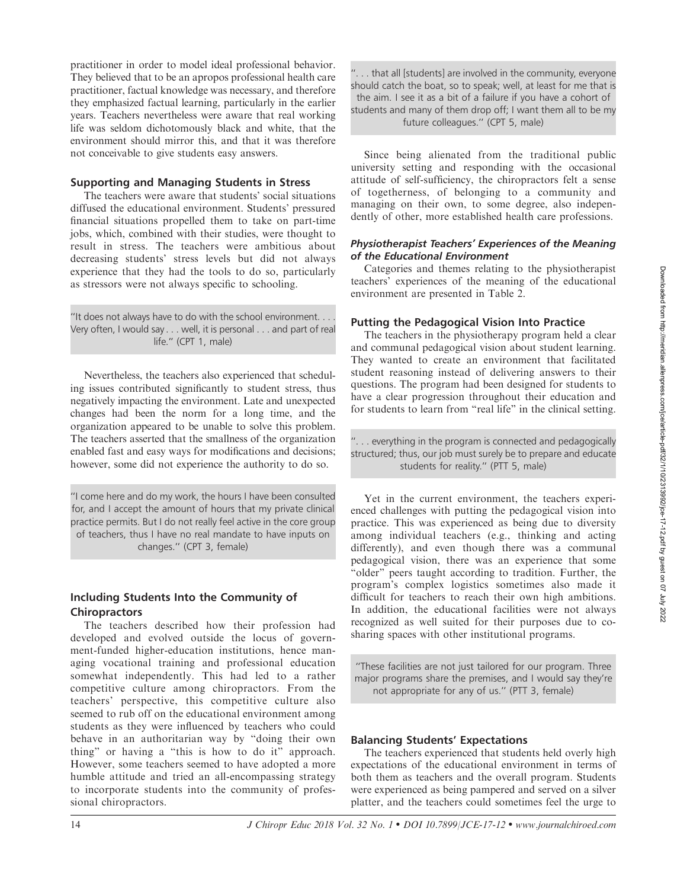practitioner in order to model ideal professional behavior. They believed that to be an apropos professional health care practitioner, factual knowledge was necessary, and therefore they emphasized factual learning, particularly in the earlier years. Teachers nevertheless were aware that real working life was seldom dichotomously black and white, that the environment should mirror this, and that it was therefore not conceivable to give students easy answers.

### Supporting and Managing Students in Stress

The teachers were aware that students' social situations diffused the educational environment. Students' pressured financial situations propelled them to take on part-time jobs, which, combined with their studies, were thought to result in stress. The teachers were ambitious about decreasing students' stress levels but did not always experience that they had the tools to do so, particularly as stressors were not always specific to schooling.

> "It does not always have to do with the school environment. . . . Very often, I would say . . . well, it is personal . . . and part of real life." (CPT 1, male)

Nevertheless, the teachers also experienced that scheduling issues contributed significantly to student stress, thus negatively impacting the environment. Late and unexpected changes had been the norm for a long time, and the organization appeared to be unable to solve this problem. The teachers asserted that the smallness of the organization enabled fast and easy ways for modifications and decisions; however, some did not experience the authority to do so.

> "I come here and do my work, the hours I have been consulted for, and I accept the amount of hours that my private clinical practice permits. But I do not really feel active in the core group of teachers, thus I have no real mandate to have inputs on changes." (CPT 3, female)

### Including Students Into the Community of Chiropractors

The teachers described how their profession had developed and evolved outside the locus of government-funded higher-education institutions, hence managing vocational training and professional education somewhat independently. This had led to a rather competitive culture among chiropractors. From the teachers' perspective, this competitive culture also seemed to rub off on the educational environment among students as they were influenced by teachers who could behave in an authoritarian way by "doing their own thing" or having a "this is how to do it" approach. However, some teachers seemed to have adopted a more humble attitude and tried an all-encompassing strategy to incorporate students into the community of professional chiropractors.

> ". . . that all [students] are involved in the community, everyone should catch the boat, so to speak; well, at least for me that is the aim. I see it as a bit of a failure if you have a cohort of students and many of them drop off; I want them all to be my future colleagues." (CPT 5, male)

Since being alienated from the traditional public university setting and responding with the occasional attitude of self-sufficiency, the chiropractors felt a sense of togetherness, of belonging to a community and managing on their own, to some degree, also independently of other, more established health care professions.

#### *Physiotherapist Teachers' Experiences of the Meaning of the Educational Environment*

Categories and themes relating to the physiotherapist teachers' experiences of the meaning of the educational environment are presented in Table 2.

### Putting the Pedagogical Vision Into Practice

The teachers in the physiotherapy program held a clear and communal pedagogical vision about student learning. They wanted to create an environment that facilitated student reasoning instead of delivering answers to their questions. The program had been designed for students to have a clear progression throughout their education and for students to learn from "real life" in the clinical setting.

> ". . . everything in the program is connected and pedagogically structured; thus, our job must surely be to prepare and educate students for reality." (PTT 5, male)

Yet in the current environment, the teachers experienced challenges with putting the pedagogical vision into practice. This was experienced as being due to diversity among individual teachers (e.g., thinking and acting differently), and even though there was a communal pedagogical vision, there was an experience that some "older" peers taught according to tradition. Further, the program's complex logistics sometimes also made it difficult for teachers to reach their own high ambitions. In addition, the educational facilities were not always recognized as well suited for their purposes due to co-sharing spaces with other institutional programs.

> "These facilities are not just tailored for our program. Three major programs share the premises, and I would say they're not appropriate for any of us." (PTT 3, female)

### Balancing Students' Expectations

The teachers experienced that students held overly high expectations of the educational environment in terms of both them as teachers and the overall program. Students were experienced as being pampered and served on a silver platter, and the teachers could sometimes feel the urge to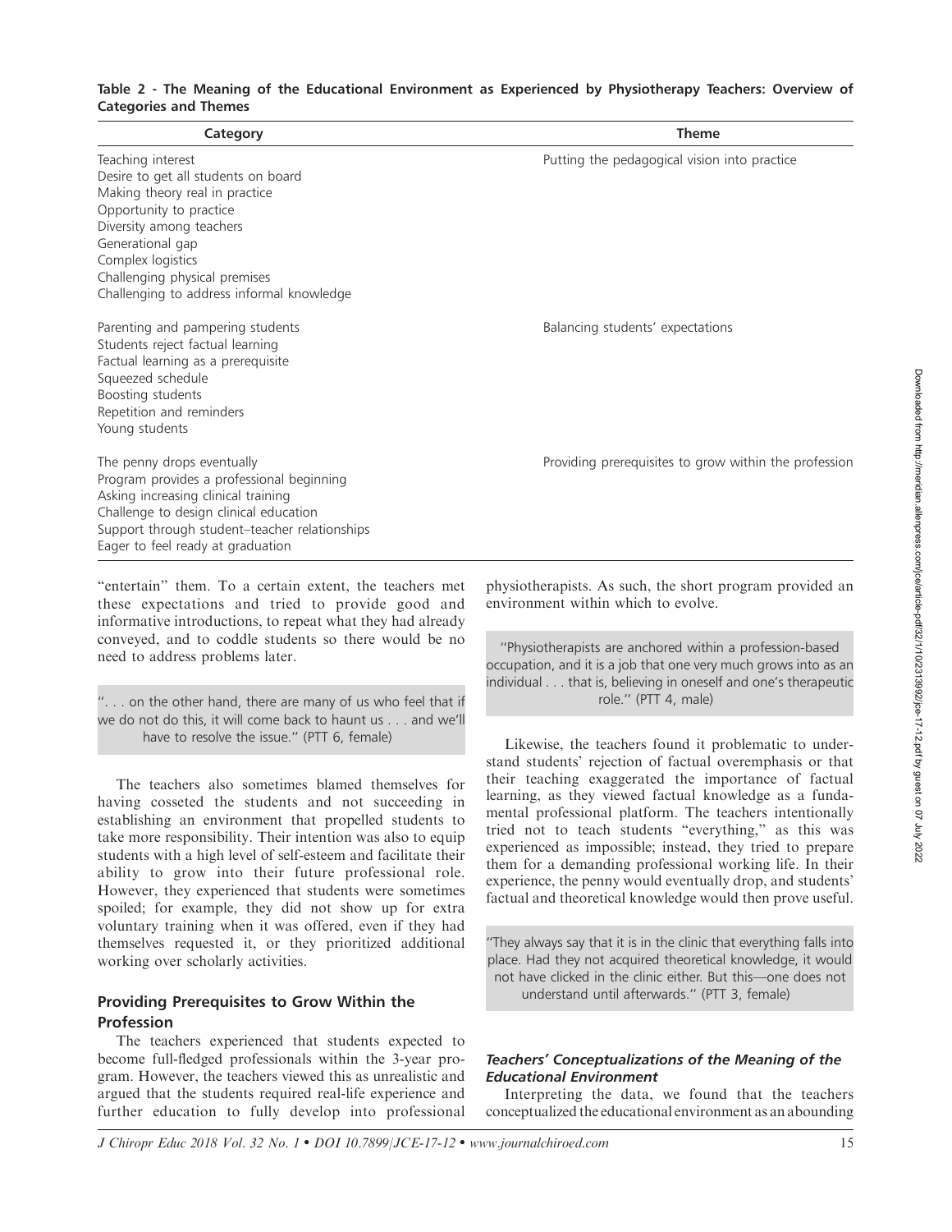**Table 2 - The Meaning of the Educational Environment as Experienced by Physiotherapy Teachers: Overview of Categories and Themes**

| Category | Theme |
| --- | --- |
| Teaching interest<br>Desire to get all students on board<br>Making theory real in practice<br>Opportunity to practice<br>Diversity among teachers<br>Generational gap<br>Complex logistics<br>Challenging physical premises<br>Challenging to address informal knowledge | Putting the pedagogical vision into practice |
| Parenting and pampering students<br>Students reject factual learning<br>Factual learning as a prerequisite<br>Squeezed schedule<br>Boosting students<br>Repetition and reminders<br>Young students | Balancing students' expectations |
| The penny drops eventually<br>Program provides a professional beginning<br>Asking increasing clinical training<br>Challenge to design clinical education<br>Support through student–teacher relationships<br>Eager to feel ready at graduation | Providing prerequisites to grow within the profession |

"entertain" them. To a certain extent, the teachers met these expectations and tried to provide good and informative introductions, to repeat what they had already conveyed, and to coddle students so there would be no need to address problems later.

> ". . . on the other hand, there are many of us who feel that if we do not do this, it will come back to haunt us . . . and we'll have to resolve the issue." (PTT 6, female)

The teachers also sometimes blamed themselves for having cosseted the students and not succeeding in establishing an environment that propelled students to take more responsibility. Their intention was also to equip students with a high level of self-esteem and facilitate their ability to grow into their future professional role. However, they experienced that students were sometimes spoiled; for example, they did not show up for extra voluntary training when it was offered, even if they had themselves requested it, or they prioritized additional working over scholarly activities.

### Providing Prerequisites to Grow Within the Profession

The teachers experienced that students expected to become full-fledged professionals within the 3-year program. However, the teachers viewed this as unrealistic and argued that the students required real-life experience and further education to fully develop into professional physiotherapists. As such, the short program provided an environment within which to evolve.

> "Physiotherapists are anchored within a profession-based occupation, and it is a job that one very much grows into as an individual . . . that is, believing in oneself and one's therapeutic role." (PTT 4, male)

Likewise, the teachers found it problematic to understand students' rejection of factual overemphasis or that their teaching exaggerated the importance of factual learning, as they viewed factual knowledge as a fundamental professional platform. The teachers intentionally tried not to teach students "everything," as this was experienced as impossible; instead, they tried to prepare them for a demanding professional working life. In their experience, the penny would eventually drop, and students' factual and theoretical knowledge would then prove useful.

> "They always say that it is in the clinic that everything falls into place. Had they not acquired theoretical knowledge, it would not have clicked in the clinic either. But this—one does not understand until afterwards." (PTT 3, female)

#### *Teachers' Conceptualizations of the Meaning of the Educational Environment*

Interpreting the data, we found that the teachers conceptualized the educational environment as an abounding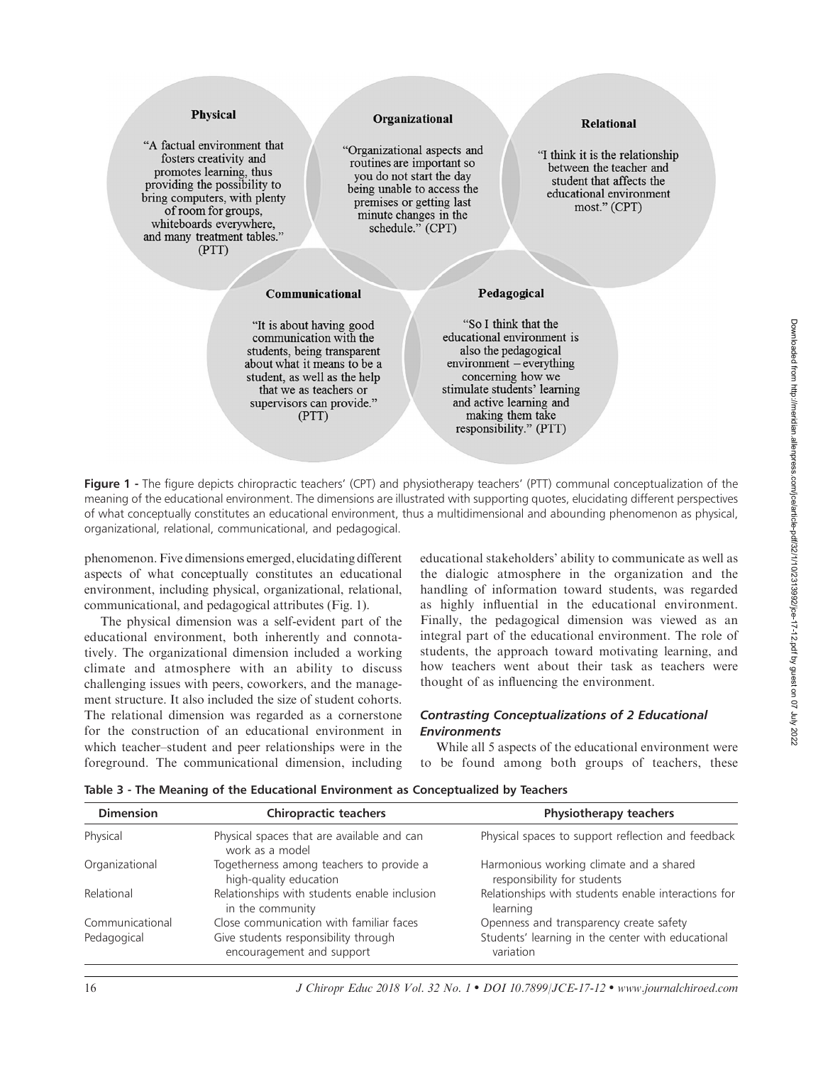**Physical**

"A factual environment that fosters creativity and promotes learning, thus providing the possibility to bring computers, with plenty of room for groups, whiteboards everywhere, and many treatment tables." (PTT)

**Organizational**

"Organizational aspects and routines are important so you do not start the day being unable to access the premises or getting last minute changes in the schedule." (CPT)

**Relational**

"I think it is the relationship between the teacher and student that affects the educational environment most." (CPT)

**Communicational**

"It is about having good communication with the students, being transparent about what it means to be a student, as well as the help that we as teachers or supervisors can provide." (PTT)

**Pedagogical**

"So I think that the educational environment is also the pedagogical environment – everything concerning how we stimulate students' learning and active learning and making them take responsibility." (PTT)

**Figure 1** - The figure depicts chiropractic teachers' (CPT) and physiotherapy teachers' (PTT) communal conceptualization of the meaning of the educational environment. The dimensions are illustrated with supporting quotes, elucidating different perspectives of what conceptually constitutes an educational environment, thus a multidimensional and abounding phenomenon as physical, organizational, relational, communicational, and pedagogical.

phenomenon. Five dimensions emerged, elucidating different aspects of what conceptually constitutes an educational environment, including physical, organizational, relational, communicational, and pedagogical attributes (Fig. 1).

The physical dimension was a self-evident part of the educational environment, both inherently and connotatively. The organizational dimension included a working climate and atmosphere with an ability to discuss challenging issues with peers, coworkers, and the management structure. It also included the size of student cohorts. The relational dimension was regarded as a cornerstone for the construction of an educational environment in which teacher–student and peer relationships were in the foreground. The communicational dimension, including educational stakeholders' ability to communicate as well as the dialogic atmosphere in the organization and the handling of information toward students, was regarded as highly influential in the educational environment. Finally, the pedagogical dimension was viewed as an integral part of the educational environment. The role of students, the approach toward motivating learning, and how teachers went about their task as teachers were thought of as influencing the environment.

### *Contrasting Conceptualizations of 2 Educational Environments*

While all 5 aspects of the educational environment were to be found among both groups of teachers, these

**Table 3 - The Meaning of the Educational Environment as Conceptualized by Teachers**

| Dimension | Chiropractic teachers | Physiotherapy teachers |
|---|---|---|
| Physical | Physical spaces that are available and can work as a model | Physical spaces to support reflection and feedback |
| Organizational | Togetherness among teachers to provide a high-quality education | Harmonious working climate and a shared responsibility for students |
| Relational | Relationships with students enable inclusion in the community | Relationships with students enable interactions for learning |
| Communicational | Close communication with familiar faces | Openness and transparency create safety |
| Pedagogical | Give students responsibility through encouragement and support | Students' learning in the center with educational variation |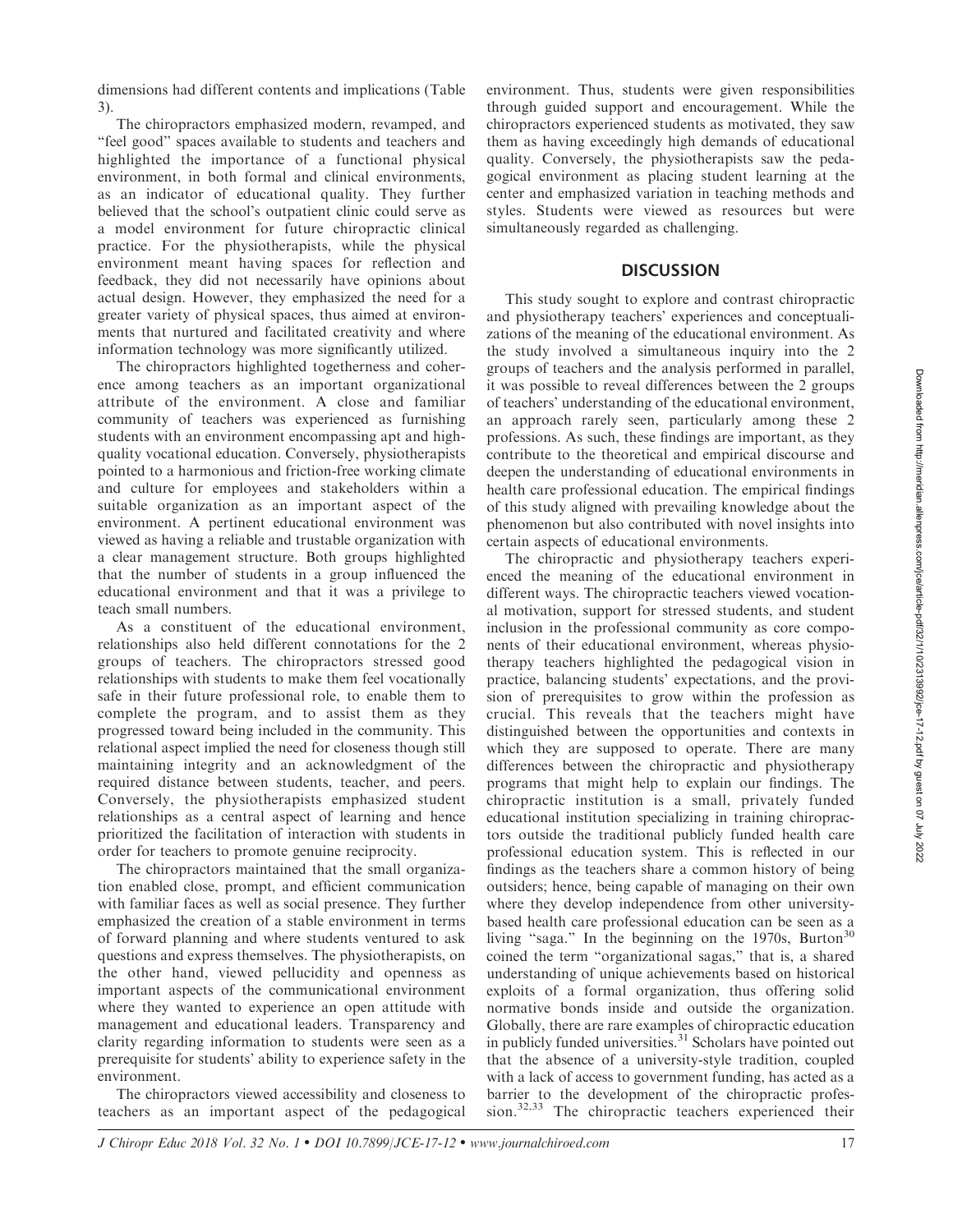dimensions had different contents and implications (Table 3).

The chiropractors emphasized modern, revamped, and "feel good" spaces available to students and teachers and highlighted the importance of a functional physical environment, in both formal and clinical environments, as an indicator of educational quality. They further believed that the school's outpatient clinic could serve as a model environment for future chiropractic clinical practice. For the physiotherapists, while the physical environment meant having spaces for reflection and feedback, they did not necessarily have opinions about actual design. However, they emphasized the need for a greater variety of physical spaces, thus aimed at environments that nurtured and facilitated creativity and where information technology was more significantly utilized.

The chiropractors highlighted togetherness and coherence among teachers as an important organizational attribute of the environment. A close and familiar community of teachers was experienced as furnishing students with an environment encompassing apt and high-quality vocational education. Conversely, physiotherapists pointed to a harmonious and friction-free working climate and culture for employees and stakeholders within a suitable organization as an important aspect of the environment. A pertinent educational environment was viewed as having a reliable and trustable organization with a clear management structure. Both groups highlighted that the number of students in a group influenced the educational environment and that it was a privilege to teach small numbers.

As a constituent of the educational environment, relationships also held different connotations for the 2 groups of teachers. The chiropractors stressed good relationships with students to make them feel vocationally safe in their future professional role, to enable them to complete the program, and to assist them as they progressed toward being included in the community. This relational aspect implied the need for closeness though still maintaining integrity and an acknowledgment of the required distance between students, teacher, and peers. Conversely, the physiotherapists emphasized student relationships as a central aspect of learning and hence prioritized the facilitation of interaction with students in order for teachers to promote genuine reciprocity.

The chiropractors maintained that the small organization enabled close, prompt, and efficient communication with familiar faces as well as social presence. They further emphasized the creation of a stable environment in terms of forward planning and where students ventured to ask questions and express themselves. The physiotherapists, on the other hand, viewed pellucidity and openness as important aspects of the communicational environment where they wanted to experience an open attitude with management and educational leaders. Transparency and clarity regarding information to students were seen as a prerequisite for students' ability to experience safety in the environment.

The chiropractors viewed accessibility and closeness to teachers as an important aspect of the pedagogical environment. Thus, students were given responsibilities through guided support and encouragement. While the chiropractors experienced students as motivated, they saw them as having exceedingly high demands of educational quality. Conversely, the physiotherapists saw the pedagogical environment as placing student learning at the center and emphasized variation in teaching methods and styles. Students were viewed as resources but were simultaneously regarded as challenging.

## DISCUSSION

This study sought to explore and contrast chiropractic and physiotherapy teachers' experiences and conceptualizations of the meaning of the educational environment. As the study involved a simultaneous inquiry into the 2 groups of teachers and the analysis performed in parallel, it was possible to reveal differences between the 2 groups of teachers' understanding of the educational environment, an approach rarely seen, particularly among these 2 professions. As such, these findings are important, as they contribute to the theoretical and empirical discourse and deepen the understanding of educational environments in health care professional education. The empirical findings of this study aligned with prevailing knowledge about the phenomenon but also contributed with novel insights into certain aspects of educational environments.

The chiropractic and physiotherapy teachers experienced the meaning of the educational environment in different ways. The chiropractic teachers viewed vocational motivation, support for stressed students, and student inclusion in the professional community as core components of their educational environment, whereas physiotherapy teachers highlighted the pedagogical vision in practice, balancing students' expectations, and the provision of prerequisites to grow within the profession as crucial. This reveals that the teachers might have distinguished between the opportunities and contexts in which they are supposed to operate. There are many differences between the chiropractic and physiotherapy programs that might help to explain our findings. The chiropractic institution is a small, privately funded educational institution specializing in training chiropractors outside the traditional publicly funded health care professional education system. This is reflected in our findings as the teachers share a common history of being outsiders; hence, being capable of managing on their own where they develop independence from other university-based health care professional education can be seen as a living "saga." In the beginning on the 1970s, Burton[30] coined the term "organizational sagas," that is, a shared understanding of unique achievements based on historical exploits of a formal organization, thus offering solid normative bonds inside and outside the organization. Globally, there are rare examples of chiropractic education in publicly funded universities.[31] Scholars have pointed out that the absence of a university-style tradition, coupled with a lack of access to government funding, has acted as a barrier to the development of the chiropractic profession.[32,33] The chiropractic teachers experienced their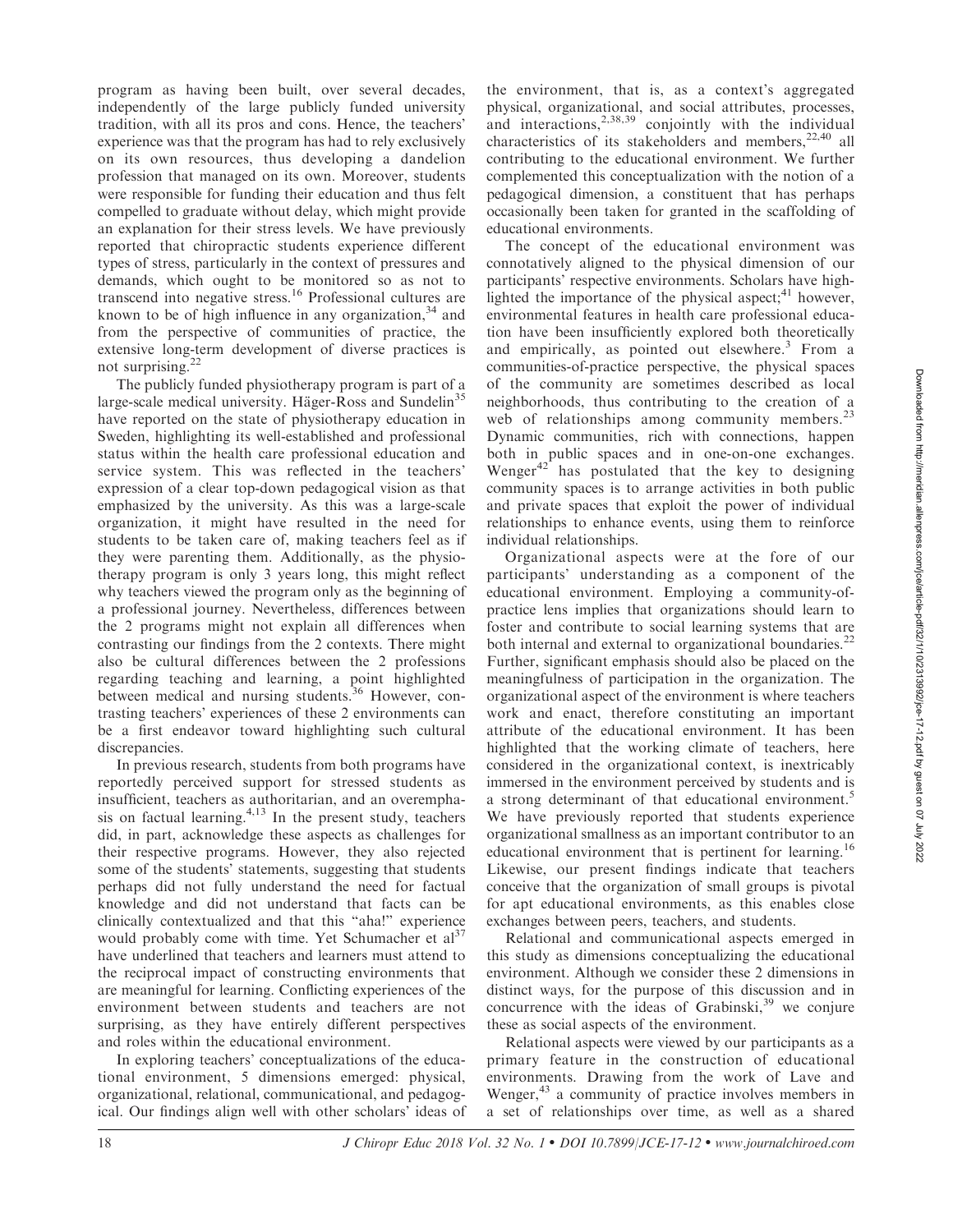program as having been built, over several decades, independently of the large publicly funded university tradition, with all its pros and cons. Hence, the teachers' experience was that the program has had to rely exclusively on its own resources, thus developing a dandelion profession that managed on its own. Moreover, students were responsible for funding their education and thus felt compelled to graduate without delay, which might provide an explanation for their stress levels. We have previously reported that chiropractic students experience different types of stress, particularly in the context of pressures and demands, which ought to be monitored so as not to transcend into negative stress.[16] Professional cultures are known to be of high influence in any organization,[34] and from the perspective of communities of practice, the extensive long-term development of diverse practices is not surprising.[22]

The publicly funded physiotherapy program is part of a large-scale medical university. Häger-Ross and Sundelin[35] have reported on the state of physiotherapy education in Sweden, highlighting its well-established and professional status within the health care professional education and service system. This was reflected in the teachers' expression of a clear top-down pedagogical vision as that emphasized by the university. As this was a large-scale organization, it might have resulted in the need for students to be taken care of, making teachers feel as if they were parenting them. Additionally, as the physiotherapy program is only 3 years long, this might reflect why teachers viewed the program only as the beginning of a professional journey. Nevertheless, differences between the 2 programs might not explain all differences when contrasting our findings from the 2 contexts. There might also be cultural differences between the 2 professions regarding teaching and learning, a point highlighted between medical and nursing students.[36] However, contrasting teachers' experiences of these 2 environments can be a first endeavor toward highlighting such cultural discrepancies.

In previous research, students from both programs have reportedly perceived support for stressed students as insufficient, teachers as authoritarian, and an overemphasis on factual learning.[4,13] In the present study, teachers did, in part, acknowledge these aspects as challenges for their respective programs. However, they also rejected some of the students' statements, suggesting that students perhaps did not fully understand the need for factual knowledge and did not understand that facts can be clinically contextualized and that this "aha!" experience would probably come with time. Yet Schumacher et al[37] have underlined that teachers and learners must attend to the reciprocal impact of constructing environments that are meaningful for learning. Conflicting experiences of the environment between students and teachers are not surprising, as they have entirely different perspectives and roles within the educational environment.

In exploring teachers' conceptualizations of the educational environment, 5 dimensions emerged: physical, organizational, relational, communicational, and pedagogical. Our findings align well with other scholars' ideas of the environment, that is, as a context's aggregated physical, organizational, and social attributes, processes, and interactions,[2,38,39] conjointly with the individual characteristics of its stakeholders and members,[22,40] all contributing to the educational environment. We further complemented this conceptualization with the notion of a pedagogical dimension, a constituent that has perhaps occasionally been taken for granted in the scaffolding of educational environments.

The concept of the educational environment was connotatively aligned to the physical dimension of our participants' respective environments. Scholars have highlighted the importance of the physical aspect;[41] however, environmental features in health care professional education have been insufficiently explored both theoretically and empirically, as pointed out elsewhere.[3] From a communities-of-practice perspective, the physical spaces of the community are sometimes described as local neighborhoods, thus contributing to the creation of a web of relationships among community members.[23] Dynamic communities, rich with connections, happen both in public spaces and in one-on-one exchanges. Wenger[42] has postulated that the key to designing community spaces is to arrange activities in both public and private spaces that exploit the power of individual relationships to enhance events, using them to reinforce individual relationships.

Organizational aspects were at the fore of our participants' understanding as a component of the educational environment. Employing a community-of-practice lens implies that organizations should learn to foster and contribute to social learning systems that are both internal and external to organizational boundaries.[22] Further, significant emphasis should also be placed on the meaningfulness of participation in the organization. The organizational aspect of the environment is where teachers work and enact, therefore constituting an important attribute of the educational environment. It has been highlighted that the working climate of teachers, here considered in the organizational context, is inextricably immersed in the environment perceived by students and is a strong determinant of that educational environment.[5] We have previously reported that students experience organizational smallness as an important contributor to an educational environment that is pertinent for learning.[16] Likewise, our present findings indicate that teachers conceive that the organization of small groups is pivotal for apt educational environments, as this enables close exchanges between peers, teachers, and students.

Relational and communicational aspects emerged in this study as dimensions conceptualizing the educational environment. Although we consider these 2 dimensions in distinct ways, for the purpose of this discussion and in concurrence with the ideas of Grabinski,[39] we conjure these as social aspects of the environment.

Relational aspects were viewed by our participants as a primary feature in the construction of educational environments. Drawing from the work of Lave and Wenger,[43] a community of practice involves members in a set of relationships over time, as well as a shared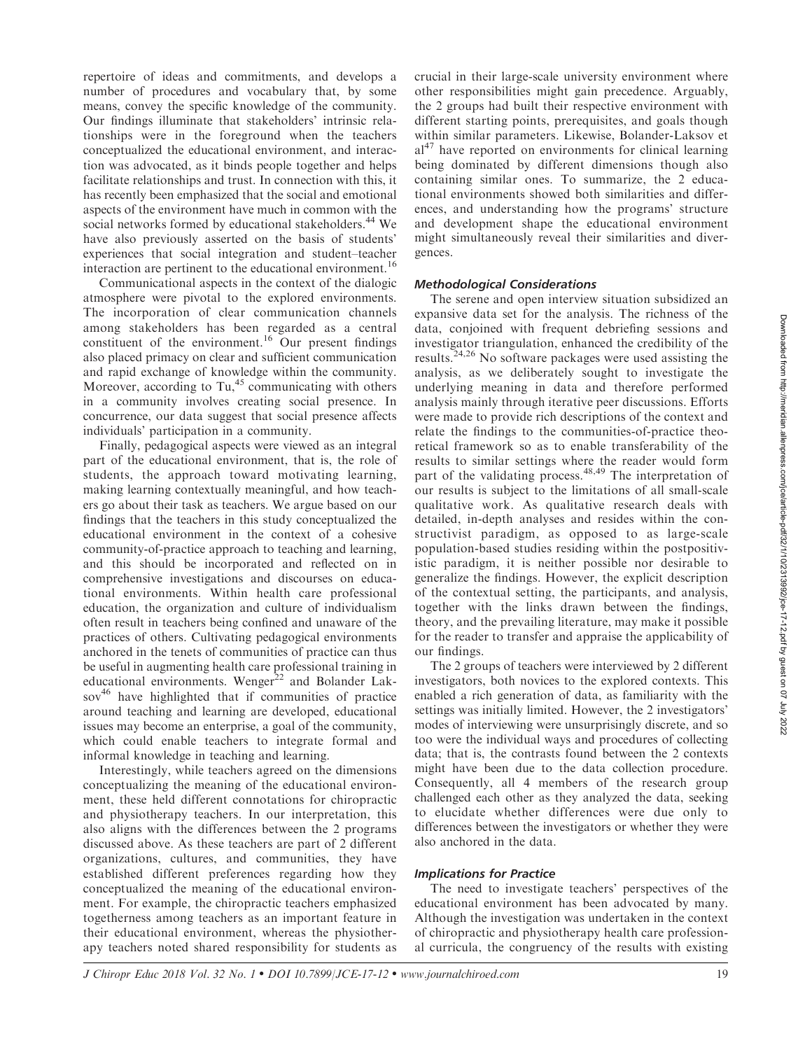repertoire of ideas and commitments, and develops a number of procedures and vocabulary that, by some means, convey the specific knowledge of the community. Our findings illuminate that stakeholders' intrinsic relationships were in the foreground when the teachers conceptualized the educational environment, and interaction was advocated, as it binds people together and helps facilitate relationships and trust. In connection with this, it has recently been emphasized that the social and emotional aspects of the environment have much in common with the social networks formed by educational stakeholders.[44] We have also previously asserted on the basis of students' experiences that social integration and student–teacher interaction are pertinent to the educational environment.[16]

Communicational aspects in the context of the dialogic atmosphere were pivotal to the explored environments. The incorporation of clear communication channels among stakeholders has been regarded as a central constituent of the environment.[16] Our present findings also placed primacy on clear and sufficient communication and rapid exchange of knowledge within the community. Moreover, according to Tu,[45] communicating with others in a community involves creating social presence. In concurrence, our data suggest that social presence affects individuals' participation in a community.

Finally, pedagogical aspects were viewed as an integral part of the educational environment, that is, the role of students, the approach toward motivating learning, making learning contextually meaningful, and how teachers go about their task as teachers. We argue based on our findings that the teachers in this study conceptualized the educational environment in the context of a cohesive community-of-practice approach to teaching and learning, and this should be incorporated and reflected on in comprehensive investigations and discourses on educational environments. Within health care professional education, the organization and culture of individualism often result in teachers being confined and unaware of the practices of others. Cultivating pedagogical environments anchored in the tenets of communities of practice can thus be useful in augmenting health care professional training in educational environments. Wenger[22] and Bolander Laksov[46] have highlighted that if communities of practice around teaching and learning are developed, educational issues may become an enterprise, a goal of the community, which could enable teachers to integrate formal and informal knowledge in teaching and learning.

Interestingly, while teachers agreed on the dimensions conceptualizing the meaning of the educational environment, these held different connotations for chiropractic and physiotherapy teachers. In our interpretation, this also aligns with the differences between the 2 programs discussed above. As these teachers are part of 2 different organizations, cultures, and communities, they have established different preferences regarding how they conceptualized the meaning of the educational environment. For example, the chiropractic teachers emphasized togetherness among teachers as an important feature in their educational environment, whereas the physiotherapy teachers noted shared responsibility for students as crucial in their large-scale university environment where other responsibilities might gain precedence. Arguably, the 2 groups had built their respective environment with different starting points, prerequisites, and goals though within similar parameters. Likewise, Bolander-Laksov et al[47] have reported on environments for clinical learning being dominated by different dimensions though also containing similar ones. To summarize, the 2 educational environments showed both similarities and differences, and understanding how the programs' structure and development shape the educational environment might simultaneously reveal their similarities and divergences.

### *Methodological Considerations*

The serene and open interview situation subsidized an expansive data set for the analysis. The richness of the data, conjoined with frequent debriefing sessions and investigator triangulation, enhanced the credibility of the results.[24,26] No software packages were used assisting the analysis, as we deliberately sought to investigate the underlying meaning in data and therefore performed analysis mainly through iterative peer discussions. Efforts were made to provide rich descriptions of the context and relate the findings to the communities-of-practice theoretical framework so as to enable transferability of the results to similar settings where the reader would form part of the validating process.[48,49] The interpretation of our results is subject to the limitations of all small-scale qualitative work. As qualitative research deals with detailed, in-depth analyses and resides within the constructivist paradigm, as opposed to as large-scale population-based studies residing within the postpositivistic paradigm, it is neither possible nor desirable to generalize the findings. However, the explicit description of the contextual setting, the participants, and analysis, together with the links drawn between the findings, theory, and the prevailing literature, may make it possible for the reader to transfer and appraise the applicability of our findings.

The 2 groups of teachers were interviewed by 2 different investigators, both novices to the explored contexts. This enabled a rich generation of data, as familiarity with the settings was initially limited. However, the 2 investigators' modes of interviewing were unsurprisingly discrete, and so too were the individual ways and procedures of collecting data; that is, the contrasts found between the 2 contexts might have been due to the data collection procedure. Consequently, all 4 members of the research group challenged each other as they analyzed the data, seeking to elucidate whether differences were due only to differences between the investigators or whether they were also anchored in the data.

### *Implications for Practice*

The need to investigate teachers' perspectives of the educational environment has been advocated by many. Although the investigation was undertaken in the context of chiropractic and physiotherapy health care professional curricula, the congruency of the results with existing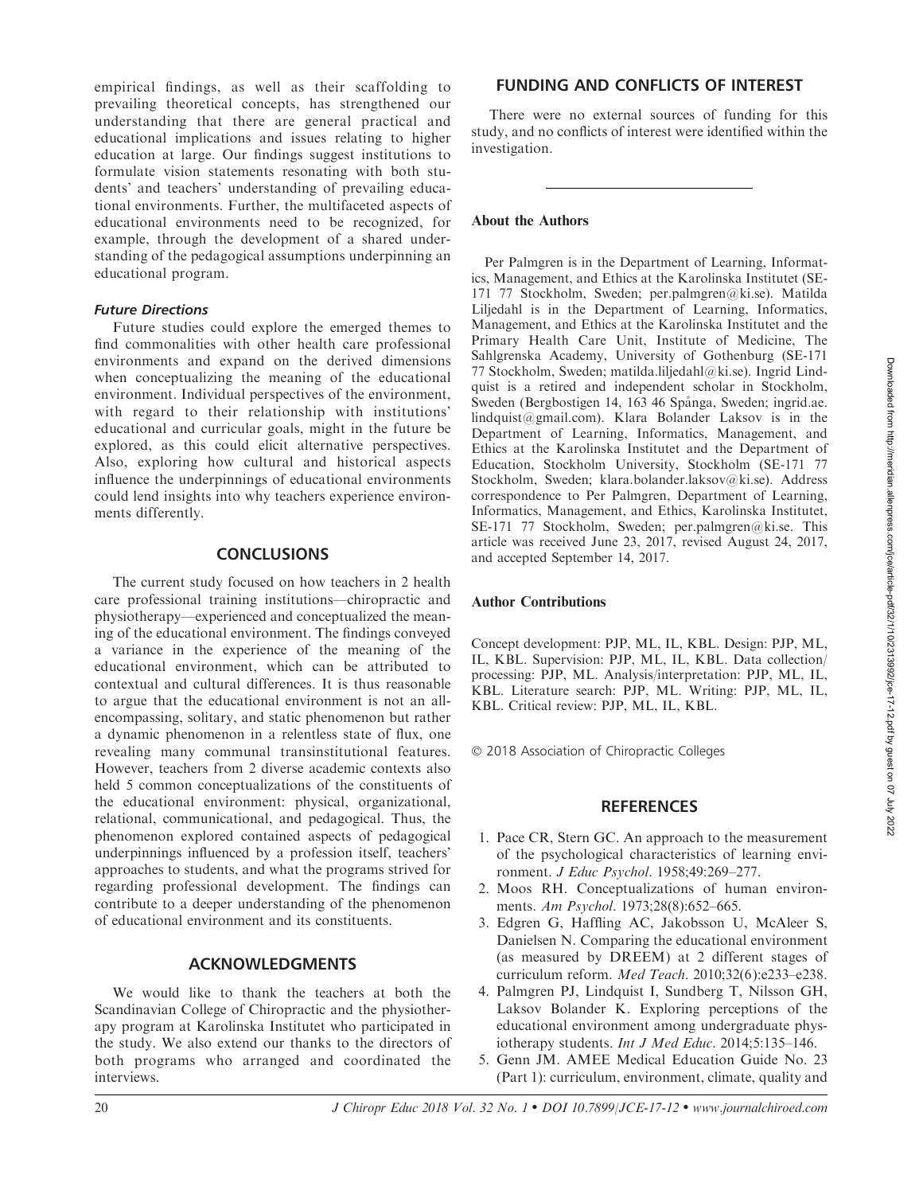empirical findings, as well as their scaffolding to prevailing theoretical concepts, has strengthened our understanding that there are general practical and educational implications and issues relating to higher education at large. Our findings suggest institutions to formulate vision statements resonating with both students' and teachers' understanding of prevailing educational environments. Further, the multifaceted aspects of educational environments need to be recognized, for example, through the development of a shared understanding of the pedagogical assumptions underpinning an educational program.

### *Future Directions*

Future studies could explore the emerged themes to find commonalities with other health care professional environments and expand on the derived dimensions when conceptualizing the meaning of the educational environment. Individual perspectives of the environment, with regard to their relationship with institutions' educational and curricular goals, might in the future be explored, as this could elicit alternative perspectives. Also, exploring how cultural and historical aspects influence the underpinnings of educational environments could lend insights into why teachers experience environments differently.

## CONCLUSIONS

The current study focused on how teachers in 2 health care professional training institutions—chiropractic and physiotherapy—experienced and conceptualized the meaning of the educational environment. The findings conveyed a variance in the experience of the meaning of the educational environment, which can be attributed to contextual and cultural differences. It is thus reasonable to argue that the educational environment is not an all-encompassing, solitary, and static phenomenon but rather a dynamic phenomenon in a relentless state of flux, one revealing many communal transinstitutional features. However, teachers from 2 diverse academic contexts also held 5 common conceptualizations of the constituents of the educational environment: physical, organizational, relational, communicational, and pedagogical. Thus, the phenomenon explored contained aspects of pedagogical underpinnings influenced by a profession itself, teachers' approaches to students, and what the programs strived for regarding professional development. The findings can contribute to a deeper understanding of the phenomenon of educational environment and its constituents.

## ACKNOWLEDGMENTS

We would like to thank the teachers at both the Scandinavian College of Chiropractic and the physiotherapy program at Karolinska Institutet who participated in the study. We also extend our thanks to the directors of both programs who arranged and coordinated the interviews.

## FUNDING AND CONFLICTS OF INTEREST

There were no external sources of funding for this study, and no conflicts of interest were identified within the investigation.

### About the Authors

Per Palmgren is in the Department of Learning, Informatics, Management, and Ethics at the Karolinska Institutet (SE-171 77 Stockholm, Sweden; per.palmgren@ki.se). Matilda Liljedahl is in the Department of Learning, Informatics, Management, and Ethics at the Karolinska Institutet and the Primary Health Care Unit, Institute of Medicine, The Sahlgrenska Academy, University of Gothenburg (SE-171 77 Stockholm, Sweden; matilda.liljedahl@ki.se). Ingrid Lindquist is a retired and independent scholar in Stockholm, Sweden (Bergbostigen 14, 163 46 Spånga, Sweden; ingrid.ae.lindquist@gmail.com). Klara Bolander Laksov is in the Department of Learning, Informatics, Management, and Ethics at the Karolinska Institutet and the Department of Education, Stockholm University, Stockholm (SE-171 77 Stockholm, Sweden; klara.bolander.laksov@ki.se). Address correspondence to Per Palmgren, Department of Learning, Informatics, Management, and Ethics, Karolinska Institutet, SE-171 77 Stockholm, Sweden; per.palmgren@ki.se. This article was received June 23, 2017, revised August 24, 2017, and accepted September 14, 2017.

### Author Contributions

Concept development: PJP, ML, IL, KBL. Design: PJP, ML, IL, KBL. Supervision: PJP, ML, IL, KBL. Data collection/processing: PJP, ML. Analysis/interpretation: PJP, ML, IL, KBL. Literature search: PJP, ML. Writing: PJP, ML, IL, KBL. Critical review: PJP, ML, IL, KBL.

© 2018 Association of Chiropractic Colleges

## REFERENCES

1. Pace CR, Stern GC. An approach to the measurement of the psychological characteristics of learning environment. *J Educ Psychol*. 1958;49:269–277.
2. Moos RH. Conceptualizations of human environments. *Am Psychol*. 1973;28(8):652–665.
3. Edgren G, Haffling AC, Jakobsson U, McAleer S, Danielsen N. Comparing the educational environment (as measured by DREEM) at 2 different stages of curriculum reform. *Med Teach*. 2010;32(6):e233–e238.
4. Palmgren PJ, Lindquist I, Sundberg T, Nilsson GH, Laksov Bolander K. Exploring perceptions of the educational environment among undergraduate physiotherapy students. *Int J Med Educ*. 2014;5:135–146.
5. Genn JM. AMEE Medical Education Guide No. 23 (Part 1): curriculum, environment, climate, quality and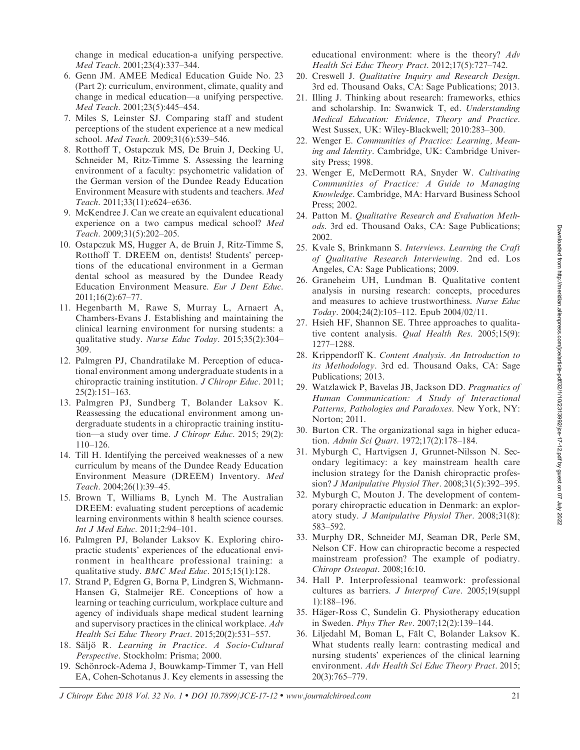change in medical education-a unifying perspective. *Med Teach*. 2001;23(4):337–344.

6. Genn JM. AMEE Medical Education Guide No. 23 (Part 2): curriculum, environment, climate, quality and change in medical education—a unifying perspective. *Med Teach*. 2001;23(5):445–454.
7. Miles S, Leinster SJ. Comparing staff and student perceptions of the student experience at a new medical school. *Med Teach*. 2009;31(6):539–546.
8. Rotthoff T, Ostapczuk MS, De Bruin J, Decking U, Schneider M, Ritz-Timme S. Assessing the learning environment of a faculty: psychometric validation of the German version of the Dundee Ready Education Environment Measure with students and teachers. *Med Teach*. 2011;33(11):e624–e636.
9. McKendree J. Can we create an equivalent educational experience on a two campus medical school? *Med Teach*. 2009;31(5):202–205.
10. Ostapczuk MS, Hugger A, de Bruin J, Ritz-Timme S, Rotthoff T. DREEM on, dentists! Students' perceptions of the educational environment in a German dental school as measured by the Dundee Ready Education Environment Measure. *Eur J Dent Educ*. 2011;16(2):67–77.
11. Hegenbarth M, Rawe S, Murray L, Arnaert A, Chambers-Evans J. Establishing and maintaining the clinical learning environment for nursing students: a qualitative study. *Nurse Educ Today*. 2015;35(2):304–309.
12. Palmgren PJ, Chandratilake M. Perception of educational environment among undergraduate students in a chiropractic training institution. *J Chiropr Educ*. 2011; 25(2):151–163.
13. Palmgren PJ, Sundberg T, Bolander Laksov K. Reassessing the educational environment among undergraduate students in a chiropractic training institution—a study over time. *J Chiropr Educ*. 2015; 29(2): 110–126.
14. Till H. Identifying the perceived weaknesses of a new curriculum by means of the Dundee Ready Education Environment Measure (DREEM) Inventory. *Med Teach*. 2004;26(1):39–45.
15. Brown T, Williams B, Lynch M. The Australian DREEM: evaluating student perceptions of academic learning environments within 8 health science courses. *Int J Med Educ*. 2011;2:94–101.
16. Palmgren PJ, Bolander Laksov K. Exploring chiropractic students' experiences of the educational environment in healthcare professional training: a qualitative study. *BMC Med Educ*. 2015;15(1):128.
17. Strand P, Edgren G, Borna P, Lindgren S, Wichmann-Hansen G, Stalmeijer RE. Conceptions of how a learning or teaching curriculum, workplace culture and agency of individuals shape medical student learning and supervisory practices in the clinical workplace. *Adv Health Sci Educ Theory Pract*. 2015;20(2):531–557.
18. Säljö R. *Learning in Practice. A Socio-Cultural Perspective*. Stockholm: Prisma; 2000.
19. Schönrock-Adema J, Bouwkamp-Timmer T, van Hell EA, Cohen-Schotanus J. Key elements in assessing the educational environment: where is the theory? *Adv Health Sci Educ Theory Pract*. 2012;17(5):727–742.
20. Creswell J. *Qualitative Inquiry and Research Design*. 3rd ed. Thousand Oaks, CA: Sage Publications; 2013.
21. Illing J. Thinking about research: frameworks, ethics and scholarship. In: Swanwick T, ed. *Understanding Medical Education: Evidence, Theory and Practice*. West Sussex, UK: Wiley-Blackwell; 2010:283–300.
22. Wenger E. *Communities of Practice: Learning, Meaning and Identity*. Cambridge, UK: Cambridge University Press; 1998.
23. Wenger E, McDermott RA, Snyder W. *Cultivating Communities of Practice: A Guide to Managing Knowledge*. Cambridge, MA: Harvard Business School Press; 2002.
24. Patton M. *Qualitative Research and Evaluation Methods*. 3rd ed. Thousand Oaks, CA: Sage Publications; 2002.
25. Kvale S, Brinkmann S. *Interviews. Learning the Craft of Qualitative Research Interviewing*. 2nd ed. Los Angeles, CA: Sage Publications; 2009.
26. Graneheim UH, Lundman B. Qualitative content analysis in nursing research: concepts, procedures and measures to achieve trustworthiness. *Nurse Educ Today*. 2004;24(2):105–112. Epub 2004/02/11.
27. Hsieh HF, Shannon SE. Three approaches to qualitative content analysis. *Qual Health Res*. 2005;15(9): 1277–1288.
28. Krippendorff K. *Content Analysis. An Introduction to its Methodology*. 3rd ed. Thousand Oaks, CA: Sage Publications; 2013.
29. Watzlawick P, Bavelas JB, Jackson DD. *Pragmatics of Human Communication: A Study of Interactional Patterns, Pathologies and Paradoxes*. New York, NY: Norton; 2011.
30. Burton CR. The organizational saga in higher education. *Admin Sci Quart*. 1972;17(2):178–184.
31. Myburgh C, Hartvigsen J, Grunnet-Nilsson N. Secondary legitimacy: a key mainstream health care inclusion strategy for the Danish chiropractic profession? *J Manipulative Physiol Ther*. 2008;31(5):392–395.
32. Myburgh C, Mouton J. The development of contemporary chiropractic education in Denmark: an exploratory study. *J Manipulative Physiol Ther*. 2008;31(8): 583–592.
33. Murphy DR, Schneider MJ, Seaman DR, Perle SM, Nelson CF. How can chiropractic become a respected mainstream profession? The example of podiatry. *Chiropr Osteopat*. 2008;16:10.
34. Hall P. Interprofessional teamwork: professional cultures as barriers. *J Interprof Care*. 2005;19(suppl 1):188–196.
35. Häger-Ross C, Sundelin G. Physiotherapy education in Sweden. *Phys Ther Rev*. 2007;12(2):139–144.
36. Liljedahl M, Boman L, Fält C, Bolander Laksov K. What students really learn: contrasting medical and nursing students' experiences of the clinical learning environment. *Adv Health Sci Educ Theory Pract*. 2015; 20(3):765–779.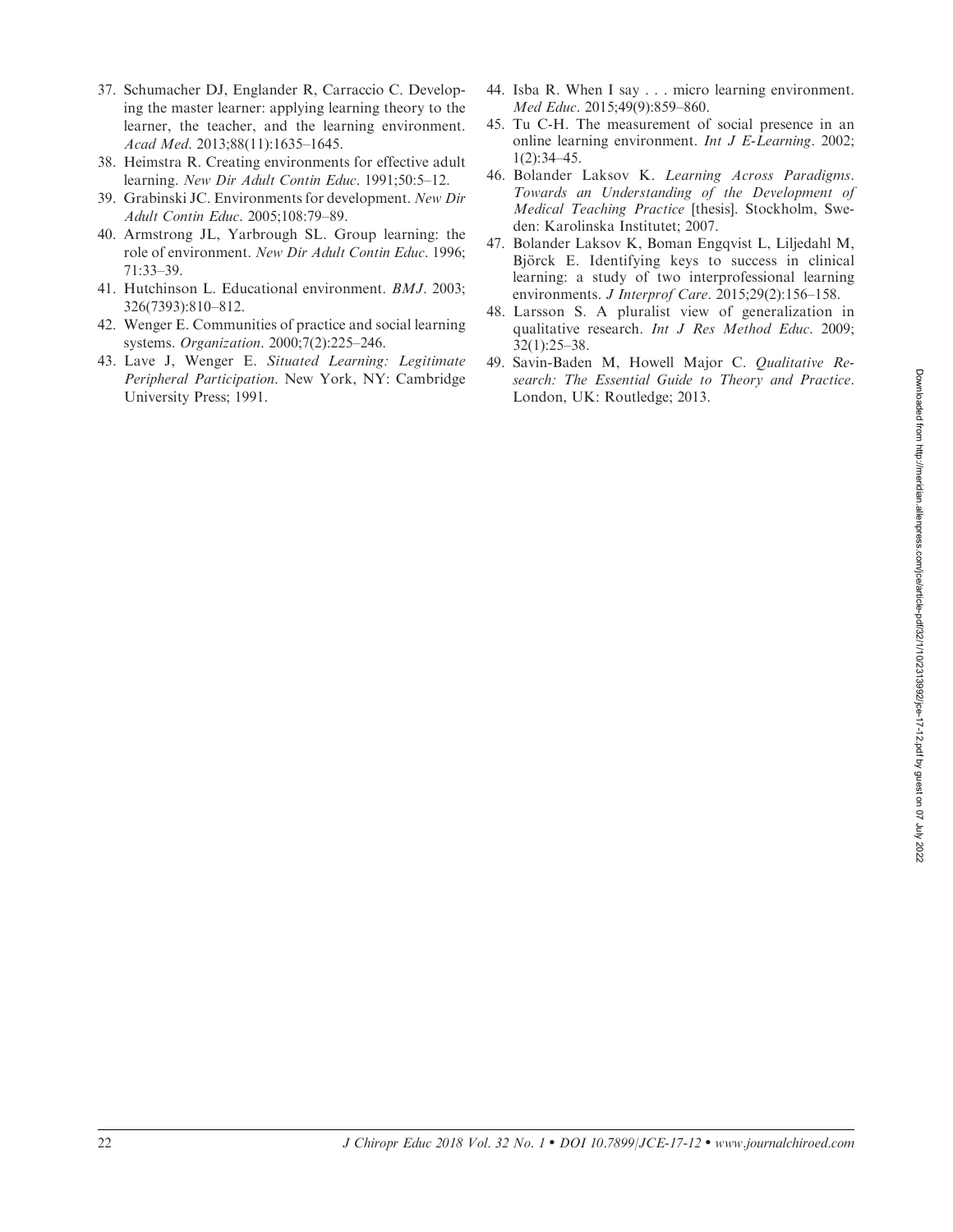37. Schumacher DJ, Englander R, Carraccio C. Developing the master learner: applying learning theory to the learner, the teacher, and the learning environment. *Acad Med*. 2013;88(11):1635–1645.
38. Heimstra R. Creating environments for effective adult learning. *New Dir Adult Contin Educ*. 1991;50:5–12.
39. Grabinski JC. Environments for development. *New Dir Adult Contin Educ*. 2005;108:79–89.
40. Armstrong JL, Yarbrough SL. Group learning: the role of environment. *New Dir Adult Contin Educ*. 1996; 71:33–39.
41. Hutchinson L. Educational environment. *BMJ*. 2003; 326(7393):810–812.
42. Wenger E. Communities of practice and social learning systems. *Organization*. 2000;7(2):225–246.
43. Lave J, Wenger E. *Situated Learning: Legitimate Peripheral Participation*. New York, NY: Cambridge University Press; 1991.
44. Isba R. When I say . . . micro learning environment. *Med Educ*. 2015;49(9):859–860.
45. Tu C-H. The measurement of social presence in an online learning environment. *Int J E-Learning*. 2002; 1(2):34–45.
46. Bolander Laksov K. *Learning Across Paradigms. Towards an Understanding of the Development of Medical Teaching Practice* [thesis]. Stockholm, Sweden: Karolinska Institutet; 2007.
47. Bolander Laksov K, Boman Engqvist L, Liljedahl M, Björck E. Identifying keys to success in clinical learning: a study of two interprofessional learning environments. *J Interprof Care*. 2015;29(2):156–158.
48. Larsson S. A pluralist view of generalization in qualitative research. *Int J Res Method Educ*. 2009; 32(1):25–38.
49. Savin-Baden M, Howell Major C. *Qualitative Research: The Essential Guide to Theory and Practice*. London, UK: Routledge; 2013.